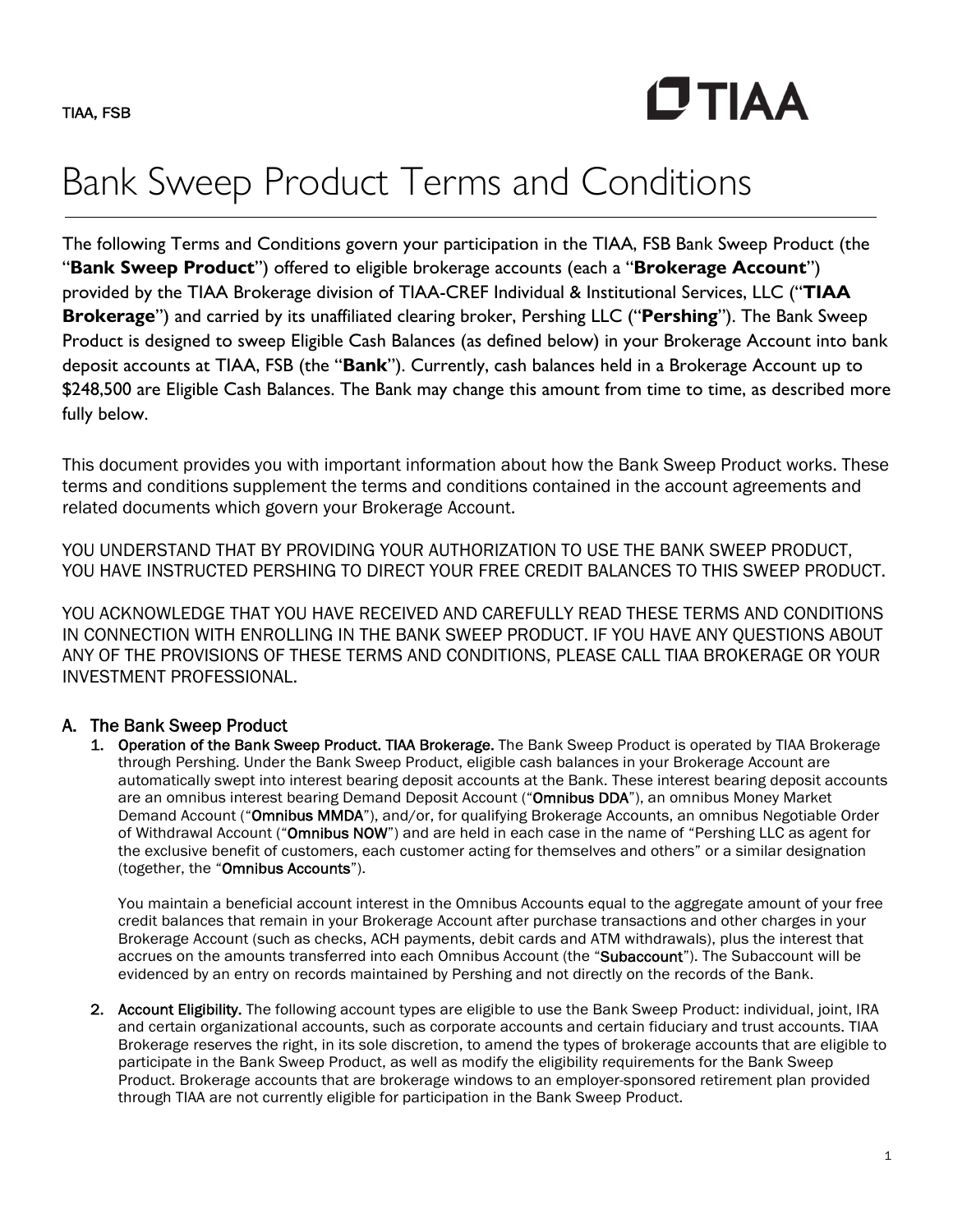TIAA, FSB

# Bank Sweep Product Terms and Conditions

The following Terms and Conditions govern your participation in the TIAA, FSB Bank Sweep Product (the "**Bank Sweep Product**") offered to eligible brokerage accounts (each a "**Brokerage Account**") provided by the TIAA Brokerage division of TIAA-CREF Individual & Institutional Services, LLC ("**TIAA Brokerage**") and carried by its unaffiliated clearing broker, Pershing LLC ("**Pershing**"). The Bank Sweep Product is designed to sweep Eligible Cash Balances (as defined below) in your Brokerage Account into bank deposit accounts at TIAA, FSB (the "**Bank**"). Currently, cash balances held in a Brokerage Account up to $248,500 are Eligible Cash Balances. The Bank may change this amount from time to time, as described more fully below.

This document provides you with important information about how the Bank Sweep Product works. These terms and conditions supplement the terms and conditions contained in the account agreements and related documents which govern your Brokerage Account.

YOU UNDERSTAND THAT BY PROVIDING YOUR AUTHORIZATION TO USE THE BANK SWEEP PRODUCT, YOU HAVE INSTRUCTED PERSHING TO DIRECT YOUR FREE CREDIT BALANCES TO THIS SWEEP PRODUCT.

YOU ACKNOWLEDGE THAT YOU HAVE RECEIVED AND CAREFULLY READ THESE TERMS AND CONDITIONS IN CONNECTION WITH ENROLLING IN THE BANK SWEEP PRODUCT. IF YOU HAVE ANY QUESTIONS ABOUT ANY OF THE PROVISIONS OF THESE TERMS AND CONDITIONS, PLEASE CALL TIAA BROKERAGE OR YOUR INVESTMENT PROFESSIONAL.

## A. The Bank Sweep Product

1. **Operation of the Bank Sweep Product. TIAA Brokerage.** The Bank Sweep Product is operated by TIAA Brokerage through Pershing. Under the Bank Sweep Product, eligible cash balances in your Brokerage Account are automatically swept into interest bearing deposit accounts at the Bank. These interest bearing deposit accounts are an omnibus interest bearing Demand Deposit Account ("**Omnibus DDA**"), an omnibus Money Market Demand Account ("**Omnibus MMDA**"), and/or, for qualifying Brokerage Accounts, an omnibus Negotiable Order of Withdrawal Account ("**Omnibus NOW**") and are held in each case in the name of "Pershing LLC as agent for the exclusive benefit of customers, each customer acting for themselves and others" or a similar designation (together, the "**Omnibus Accounts**").

   You maintain a beneficial account interest in the Omnibus Accounts equal to the aggregate amount of your free credit balances that remain in your Brokerage Account after purchase transactions and other charges in your Brokerage Account (such as checks, ACH payments, debit cards and ATM withdrawals), plus the interest that accrues on the amounts transferred into each Omnibus Account (the "**Subaccount**"). The Subaccount will be evidenced by an entry on records maintained by Pershing and not directly on the records of the Bank.

2. **Account Eligibility.** The following account types are eligible to use the Bank Sweep Product: individual, joint, IRA and certain organizational accounts, such as corporate accounts and certain fiduciary and trust accounts. TIAA Brokerage reserves the right, in its sole discretion, to amend the types of brokerage accounts that are eligible to participate in the Bank Sweep Product, as well as modify the eligibility requirements for the Bank Sweep Product. Brokerage accounts that are brokerage windows to an employer-sponsored retirement plan provided through TIAA are not currently eligible for participation in the Bank Sweep Product.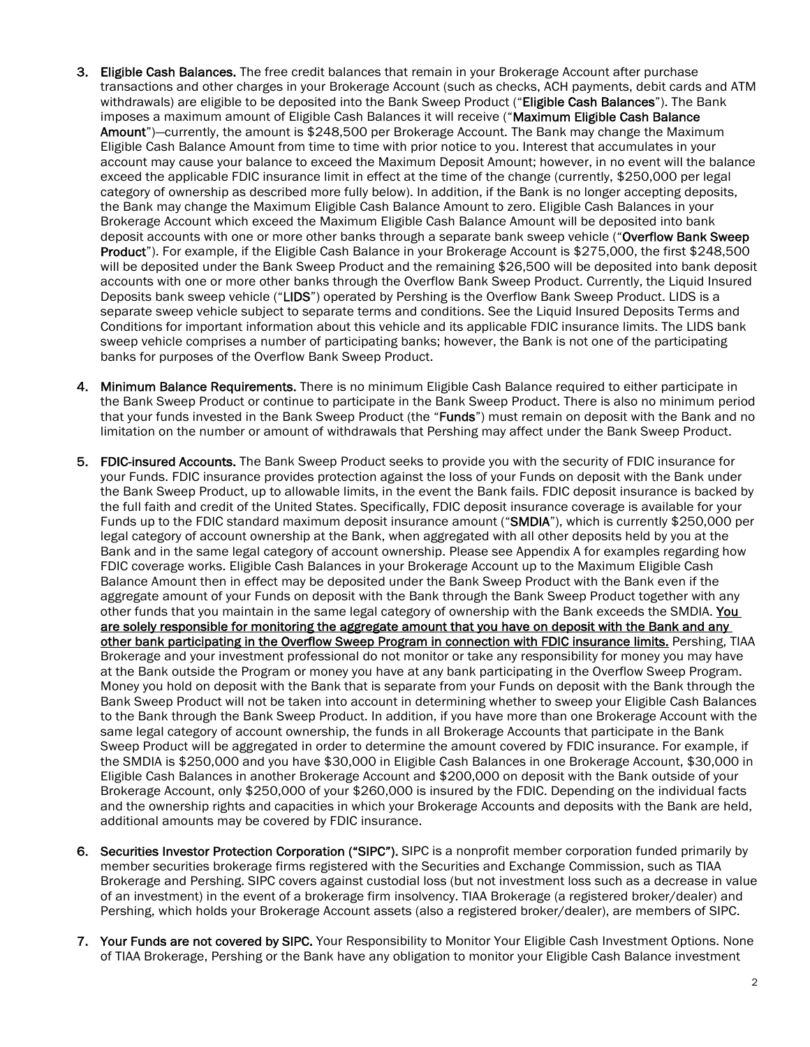3. **Eligible Cash Balances.** The free credit balances that remain in your Brokerage Account after purchase transactions and other charges in your Brokerage Account (such as checks, ACH payments, debit cards and ATM withdrawals) are eligible to be deposited into the Bank Sweep Product ("**Eligible Cash Balances**"). The Bank imposes a maximum amount of Eligible Cash Balances it will receive ("**Maximum Eligible Cash Balance Amount**")—currently, the amount is $248,500 per Brokerage Account. The Bank may change the Maximum Eligible Cash Balance Amount from time to time with prior notice to you. Interest that accumulates in your account may cause your balance to exceed the Maximum Deposit Amount; however, in no event will the balance exceed the applicable FDIC insurance limit in effect at the time of the change (currently, $250,000 per legal category of ownership as described more fully below). In addition, if the Bank is no longer accepting deposits, the Bank may change the Maximum Eligible Cash Balance Amount to zero. Eligible Cash Balances in your Brokerage Account which exceed the Maximum Eligible Cash Balance Amount will be deposited into bank deposit accounts with one or more other banks through a separate bank sweep vehicle ("**Overflow Bank Sweep Product**"). For example, if the Eligible Cash Balance in your Brokerage Account is $275,000, the first $248,500 will be deposited under the Bank Sweep Product and the remaining $26,500 will be deposited into bank deposit accounts with one or more other banks through the Overflow Bank Sweep Product. Currently, the Liquid Insured Deposits bank sweep vehicle ("**LIDS**") operated by Pershing is the Overflow Bank Sweep Product. LIDS is a separate sweep vehicle subject to separate terms and conditions. See the Liquid Insured Deposits Terms and Conditions for important information about this vehicle and its applicable FDIC insurance limits. The LIDS bank sweep vehicle comprises a number of participating banks; however, the Bank is not one of the participating banks for purposes of the Overflow Bank Sweep Product.

4. **Minimum Balance Requirements.** There is no minimum Eligible Cash Balance required to either participate in the Bank Sweep Product or continue to participate in the Bank Sweep Product. There is also no minimum period that your funds invested in the Bank Sweep Product (the "**Funds**") must remain on deposit with the Bank and no limitation on the number or amount of withdrawals that Pershing may affect under the Bank Sweep Product.

5. **FDIC-insured Accounts.** The Bank Sweep Product seeks to provide you with the security of FDIC insurance for your Funds. FDIC insurance provides protection against the loss of your Funds on deposit with the Bank under the Bank Sweep Product, up to allowable limits, in the event the Bank fails. FDIC deposit insurance is backed by the full faith and credit of the United States. Specifically, FDIC deposit insurance coverage is available for your Funds up to the FDIC standard maximum deposit insurance amount ("**SMDIA**"), which is currently $250,000 per legal category of account ownership at the Bank, when aggregated with all other deposits held by you at the Bank and in the same legal category of account ownership. Please see Appendix A for examples regarding how FDIC coverage works. Eligible Cash Balances in your Brokerage Account up to the Maximum Eligible Cash Balance Amount then in effect may be deposited under the Bank Sweep Product with the Bank even if the aggregate amount of your Funds on deposit with the Bank through the Bank Sweep Product together with any other funds that you maintain in the same legal category of ownership with the Bank exceeds the SMDIA. <u>You are solely responsible for monitoring the aggregate amount that you have on deposit with the Bank and any other bank participating in the Overflow Sweep Program in connection with FDIC insurance limits.</u> Pershing, TIAA Brokerage and your investment professional do not monitor or take any responsibility for money you may have at the Bank outside the Program or money you have at any bank participating in the Overflow Sweep Program. Money you hold on deposit with the Bank that is separate from your Funds on deposit with the Bank through the Bank Sweep Product will not be taken into account in determining whether to sweep your Eligible Cash Balances to the Bank through the Bank Sweep Product. In addition, if you have more than one Brokerage Account with the same legal category of account ownership, the funds in all Brokerage Accounts that participate in the Bank Sweep Product will be aggregated in order to determine the amount covered by FDIC insurance. For example, if the SMDIA is $250,000 and you have $30,000 in Eligible Cash Balances in one Brokerage Account, $30,000 in Eligible Cash Balances in another Brokerage Account and $200,000 on deposit with the Bank outside of your Brokerage Account, only $250,000 of your $260,000 is insured by the FDIC. Depending on the individual facts and the ownership rights and capacities in which your Brokerage Accounts and deposits with the Bank are held, additional amounts may be covered by FDIC insurance.

6. **Securities Investor Protection Corporation ("SIPC").** SIPC is a nonprofit member corporation funded primarily by member securities brokerage firms registered with the Securities and Exchange Commission, such as TIAA Brokerage and Pershing. SIPC covers against custodial loss (but not investment loss such as a decrease in value of an investment) in the event of a brokerage firm insolvency. TIAA Brokerage (a registered broker/dealer) and Pershing, which holds your Brokerage Account assets (also a registered broker/dealer), are members of SIPC.

7. **Your Funds are not covered by SIPC.** Your Responsibility to Monitor Your Eligible Cash Investment Options. None of TIAA Brokerage, Pershing or the Bank have any obligation to monitor your Eligible Cash Balance investment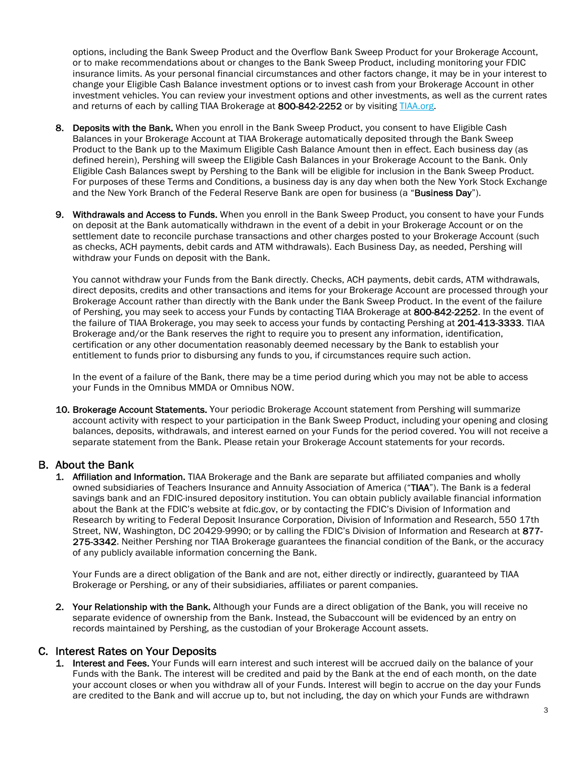options, including the Bank Sweep Product and the Overflow Bank Sweep Product for your Brokerage Account, or to make recommendations about or changes to the Bank Sweep Product, including monitoring your FDIC insurance limits. As your personal financial circumstances and other factors change, it may be in your interest to change your Eligible Cash Balance investment options or to invest cash from your Brokerage Account in other investment vehicles. You can review your investment options and other investments, as well as the current rates and returns of each by calling TIAA Brokerage at **800-842-2252** or by visiting TIAA.org.

8. **Deposits with the Bank.** When you enroll in the Bank Sweep Product, you consent to have Eligible Cash Balances in your Brokerage Account at TIAA Brokerage automatically deposited through the Bank Sweep Product to the Bank up to the Maximum Eligible Cash Balance Amount then in effect. Each business day (as defined herein), Pershing will sweep the Eligible Cash Balances in your Brokerage Account to the Bank. Only Eligible Cash Balances swept by Pershing to the Bank will be eligible for inclusion in the Bank Sweep Product. For purposes of these Terms and Conditions, a business day is any day when both the New York Stock Exchange and the New York Branch of the Federal Reserve Bank are open for business (a "**Business Day**").

9. **Withdrawals and Access to Funds.** When you enroll in the Bank Sweep Product, you consent to have your Funds on deposit at the Bank automatically withdrawn in the event of a debit in your Brokerage Account or on the settlement date to reconcile purchase transactions and other charges posted to your Brokerage Account (such as checks, ACH payments, debit cards and ATM withdrawals). Each Business Day, as needed, Pershing will withdraw your Funds on deposit with the Bank.

   You cannot withdraw your Funds from the Bank directly. Checks, ACH payments, debit cards, ATM withdrawals, direct deposits, credits and other transactions and items for your Brokerage Account are processed through your Brokerage Account rather than directly with the Bank under the Bank Sweep Product. In the event of the failure of Pershing, you may seek to access your Funds by contacting TIAA Brokerage at **800-842-2252**. In the event of the failure of TIAA Brokerage, you may seek to access your funds by contacting Pershing at **201-413-3333**. TIAA Brokerage and/or the Bank reserves the right to require you to present any information, identification, certification or any other documentation reasonably deemed necessary by the Bank to establish your entitlement to funds prior to disbursing any funds to you, if circumstances require such action.

   In the event of a failure of the Bank, there may be a time period during which you may not be able to access your Funds in the Omnibus MMDA or Omnibus NOW.

10. **Brokerage Account Statements.** Your periodic Brokerage Account statement from Pershing will summarize account activity with respect to your participation in the Bank Sweep Product, including your opening and closing balances, deposits, withdrawals, and interest earned on your Funds for the period covered. You will not receive a separate statement from the Bank. Please retain your Brokerage Account statements for your records.

## B. About the Bank

1. **Affiliation and Information.** TIAA Brokerage and the Bank are separate but affiliated companies and wholly owned subsidiaries of Teachers Insurance and Annuity Association of America ("**TIAA**"). The Bank is a federal savings bank and an FDIC-insured depository institution. You can obtain publicly available financial information about the Bank at the FDIC's website at fdic.gov, or by contacting the FDIC's Division of Information and Research by writing to Federal Deposit Insurance Corporation, Division of Information and Research, 550 17th Street, NW, Washington, DC 20429-9990; or by calling the FDIC's Division of Information and Research at **877-275-3342**. Neither Pershing nor TIAA Brokerage guarantees the financial condition of the Bank, or the accuracy of any publicly available information concerning the Bank.

   Your Funds are a direct obligation of the Bank and are not, either directly or indirectly, guaranteed by TIAA Brokerage or Pershing, or any of their subsidiaries, affiliates or parent companies.

2. **Your Relationship with the Bank.** Although your Funds are a direct obligation of the Bank, you will receive no separate evidence of ownership from the Bank. Instead, the Subaccount will be evidenced by an entry on records maintained by Pershing, as the custodian of your Brokerage Account assets.

## C. Interest Rates on Your Deposits

1. **Interest and Fees.** Your Funds will earn interest and such interest will be accrued daily on the balance of your Funds with the Bank. The interest will be credited and paid by the Bank at the end of each month, on the date your account closes or when you withdraw all of your Funds. Interest will begin to accrue on the day your Funds are credited to the Bank and will accrue up to, but not including, the day on which your Funds are withdrawn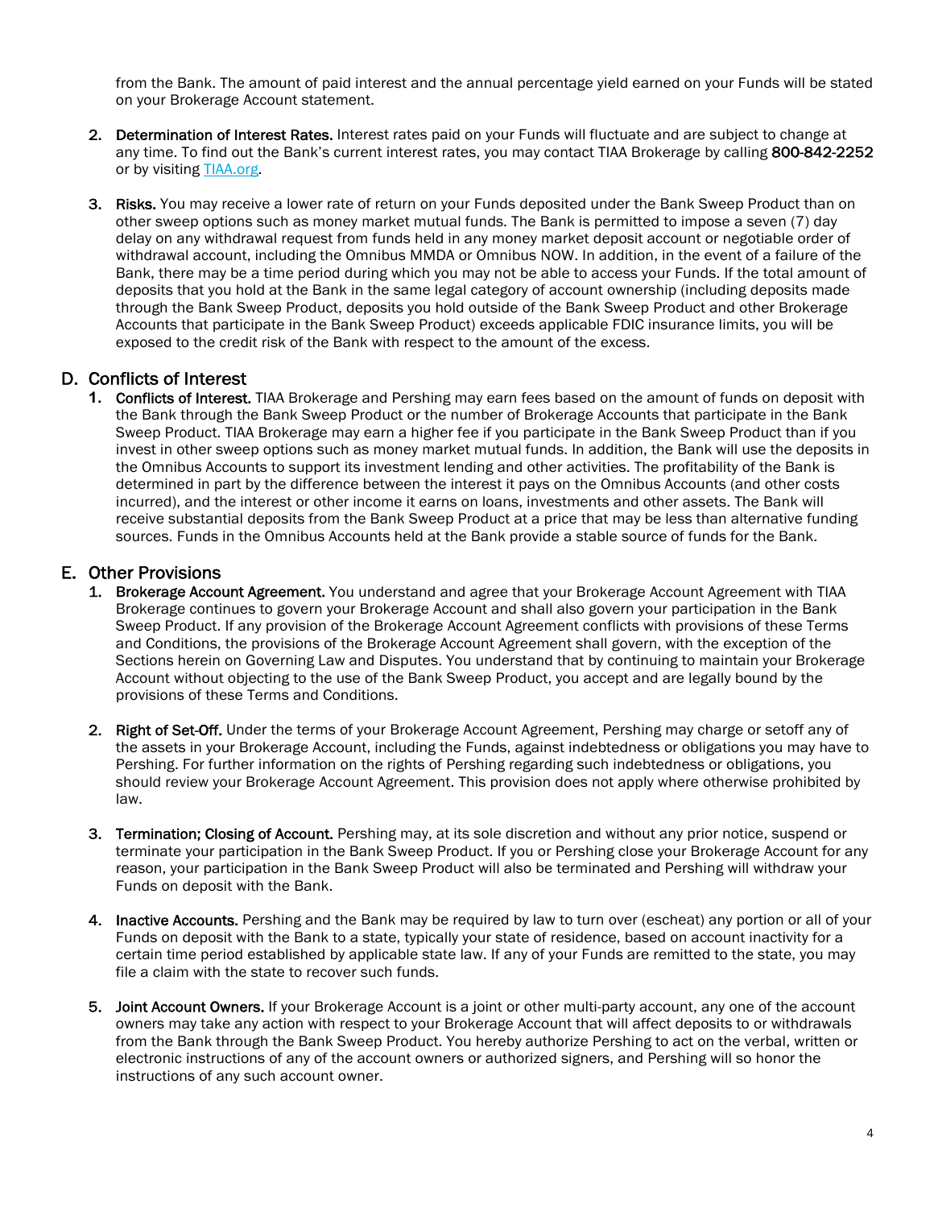from the Bank. The amount of paid interest and the annual percentage yield earned on your Funds will be stated on your Brokerage Account statement.

2. **Determination of Interest Rates.** Interest rates paid on your Funds will fluctuate and are subject to change at any time. To find out the Bank's current interest rates, you may contact TIAA Brokerage by calling **800-842-2252** or by visiting TIAA.org.

3. **Risks.** You may receive a lower rate of return on your Funds deposited under the Bank Sweep Product than on other sweep options such as money market mutual funds. The Bank is permitted to impose a seven (7) day delay on any withdrawal request from funds held in any money market deposit account or negotiable order of withdrawal account, including the Omnibus MMDA or Omnibus NOW. In addition, in the event of a failure of the Bank, there may be a time period during which you may not be able to access your Funds. If the total amount of deposits that you hold at the Bank in the same legal category of account ownership (including deposits made through the Bank Sweep Product, deposits you hold outside of the Bank Sweep Product and other Brokerage Accounts that participate in the Bank Sweep Product) exceeds applicable FDIC insurance limits, you will be exposed to the credit risk of the Bank with respect to the amount of the excess.

## D. Conflicts of Interest

1. **Conflicts of Interest.** TIAA Brokerage and Pershing may earn fees based on the amount of funds on deposit with the Bank through the Bank Sweep Product or the number of Brokerage Accounts that participate in the Bank Sweep Product. TIAA Brokerage may earn a higher fee if you participate in the Bank Sweep Product than if you invest in other sweep options such as money market mutual funds. In addition, the Bank will use the deposits in the Omnibus Accounts to support its investment lending and other activities. The profitability of the Bank is determined in part by the difference between the interest it pays on the Omnibus Accounts (and other costs incurred), and the interest or other income it earns on loans, investments and other assets. The Bank will receive substantial deposits from the Bank Sweep Product at a price that may be less than alternative funding sources. Funds in the Omnibus Accounts held at the Bank provide a stable source of funds for the Bank.

## E. Other Provisions

1. **Brokerage Account Agreement.** You understand and agree that your Brokerage Account Agreement with TIAA Brokerage continues to govern your Brokerage Account and shall also govern your participation in the Bank Sweep Product. If any provision of the Brokerage Account Agreement conflicts with provisions of these Terms and Conditions, the provisions of the Brokerage Account Agreement shall govern, with the exception of the Sections herein on Governing Law and Disputes. You understand that by continuing to maintain your Brokerage Account without objecting to the use of the Bank Sweep Product, you accept and are legally bound by the provisions of these Terms and Conditions.

2. **Right of Set-Off.** Under the terms of your Brokerage Account Agreement, Pershing may charge or setoff any of the assets in your Brokerage Account, including the Funds, against indebtedness or obligations you may have to Pershing. For further information on the rights of Pershing regarding such indebtedness or obligations, you should review your Brokerage Account Agreement. This provision does not apply where otherwise prohibited by law.

3. **Termination; Closing of Account.** Pershing may, at its sole discretion and without any prior notice, suspend or terminate your participation in the Bank Sweep Product. If you or Pershing close your Brokerage Account for any reason, your participation in the Bank Sweep Product will also be terminated and Pershing will withdraw your Funds on deposit with the Bank.

4. **Inactive Accounts.** Pershing and the Bank may be required by law to turn over (escheat) any portion or all of your Funds on deposit with the Bank to a state, typically your state of residence, based on account inactivity for a certain time period established by applicable state law. If any of your Funds are remitted to the state, you may file a claim with the state to recover such funds.

5. **Joint Account Owners.** If your Brokerage Account is a joint or other multi-party account, any one of the account owners may take any action with respect to your Brokerage Account that will affect deposits to or withdrawals from the Bank through the Bank Sweep Product. You hereby authorize Pershing to act on the verbal, written or electronic instructions of any of the account owners or authorized signers, and Pershing will so honor the instructions of any such account owner.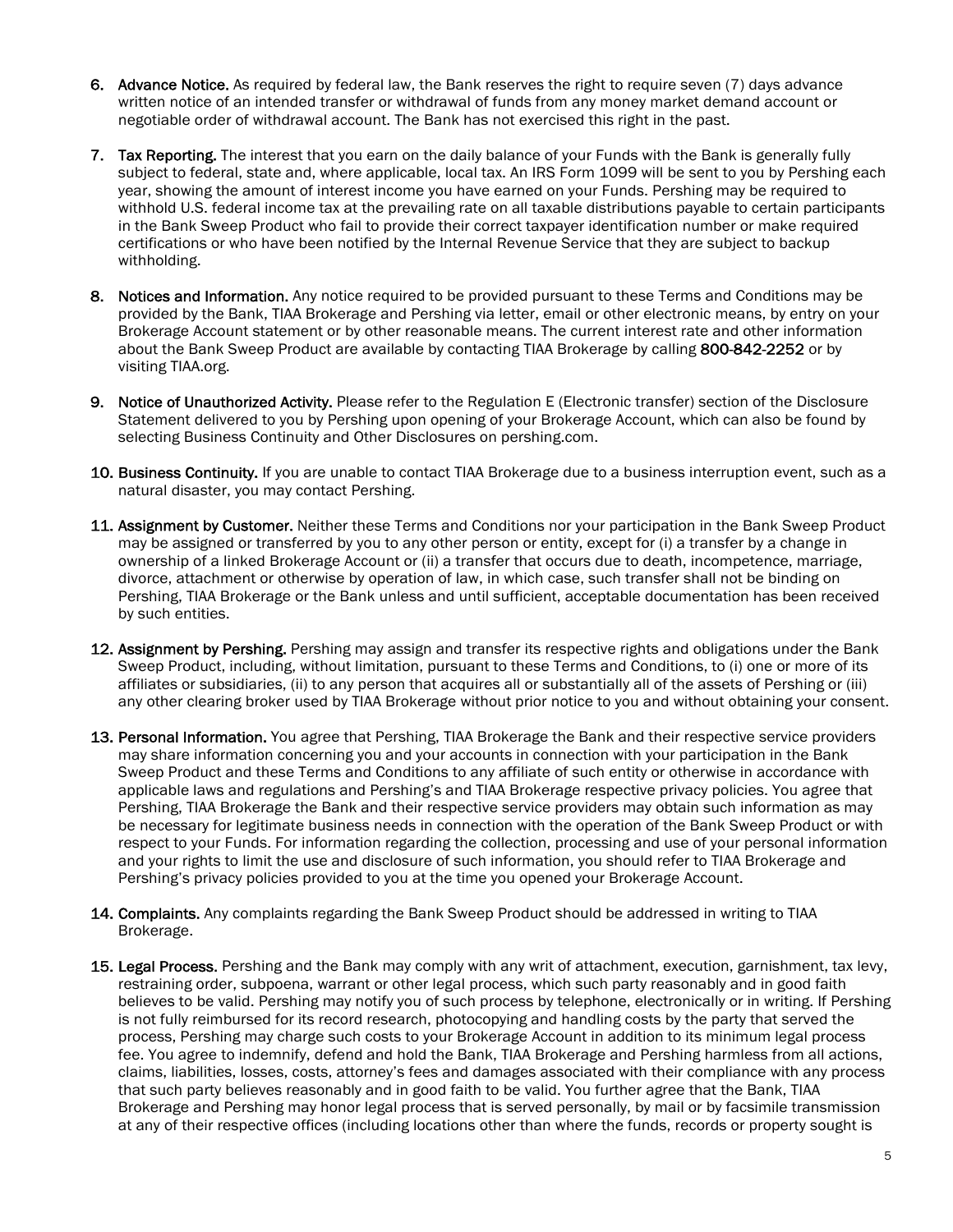6. **Advance Notice.** As required by federal law, the Bank reserves the right to require seven (7) days advance written notice of an intended transfer or withdrawal of funds from any money market demand account or negotiable order of withdrawal account. The Bank has not exercised this right in the past.

7. **Tax Reporting.** The interest that you earn on the daily balance of your Funds with the Bank is generally fully subject to federal, state and, where applicable, local tax. An IRS Form 1099 will be sent to you by Pershing each year, showing the amount of interest income you have earned on your Funds. Pershing may be required to withhold U.S. federal income tax at the prevailing rate on all taxable distributions payable to certain participants in the Bank Sweep Product who fail to provide their correct taxpayer identification number or make required certifications or who have been notified by the Internal Revenue Service that they are subject to backup withholding.

8. **Notices and Information.** Any notice required to be provided pursuant to these Terms and Conditions may be provided by the Bank, TIAA Brokerage and Pershing via letter, email or other electronic means, by entry on your Brokerage Account statement or by other reasonable means. The current interest rate and other information about the Bank Sweep Product are available by contacting TIAA Brokerage by calling **800-842-2252** or by visiting TIAA.org.

9. **Notice of Unauthorized Activity.** Please refer to the Regulation E (Electronic transfer) section of the Disclosure Statement delivered to you by Pershing upon opening of your Brokerage Account, which can also be found by selecting Business Continuity and Other Disclosures on pershing.com.

10. **Business Continuity.** If you are unable to contact TIAA Brokerage due to a business interruption event, such as a natural disaster, you may contact Pershing.

11. **Assignment by Customer.** Neither these Terms and Conditions nor your participation in the Bank Sweep Product may be assigned or transferred by you to any other person or entity, except for (i) a transfer by a change in ownership of a linked Brokerage Account or (ii) a transfer that occurs due to death, incompetence, marriage, divorce, attachment or otherwise by operation of law, in which case, such transfer shall not be binding on Pershing, TIAA Brokerage or the Bank unless and until sufficient, acceptable documentation has been received by such entities.

12. **Assignment by Pershing.** Pershing may assign and transfer its respective rights and obligations under the Bank Sweep Product, including, without limitation, pursuant to these Terms and Conditions, to (i) one or more of its affiliates or subsidiaries, (ii) to any person that acquires all or substantially all of the assets of Pershing or (iii) any other clearing broker used by TIAA Brokerage without prior notice to you and without obtaining your consent.

13. **Personal Information.** You agree that Pershing, TIAA Brokerage the Bank and their respective service providers may share information concerning you and your accounts in connection with your participation in the Bank Sweep Product and these Terms and Conditions to any affiliate of such entity or otherwise in accordance with applicable laws and regulations and Pershing's and TIAA Brokerage respective privacy policies. You agree that Pershing, TIAA Brokerage the Bank and their respective service providers may obtain such information as may be necessary for legitimate business needs in connection with the operation of the Bank Sweep Product or with respect to your Funds. For information regarding the collection, processing and use of your personal information and your rights to limit the use and disclosure of such information, you should refer to TIAA Brokerage and Pershing's privacy policies provided to you at the time you opened your Brokerage Account.

14. **Complaints.** Any complaints regarding the Bank Sweep Product should be addressed in writing to TIAA Brokerage.

15. **Legal Process.** Pershing and the Bank may comply with any writ of attachment, execution, garnishment, tax levy, restraining order, subpoena, warrant or other legal process, which such party reasonably and in good faith believes to be valid. Pershing may notify you of such process by telephone, electronically or in writing. If Pershing is not fully reimbursed for its record research, photocopying and handling costs by the party that served the process, Pershing may charge such costs to your Brokerage Account in addition to its minimum legal process fee. You agree to indemnify, defend and hold the Bank, TIAA Brokerage and Pershing harmless from all actions, claims, liabilities, losses, costs, attorney's fees and damages associated with their compliance with any process that such party believes reasonably and in good faith to be valid. You further agree that the Bank, TIAA Brokerage and Pershing may honor legal process that is served personally, by mail or by facsimile transmission at any of their respective offices (including locations other than where the funds, records or property sought is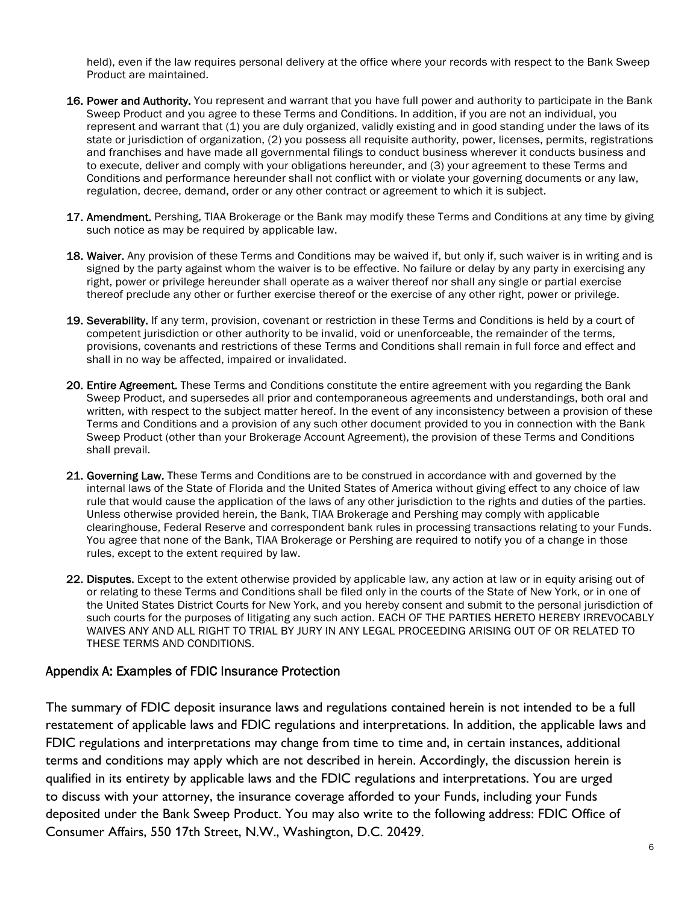held), even if the law requires personal delivery at the office where your records with respect to the Bank Sweep Product are maintained.

16. **Power and Authority.** You represent and warrant that you have full power and authority to participate in the Bank Sweep Product and you agree to these Terms and Conditions. In addition, if you are not an individual, you represent and warrant that (1) you are duly organized, validly existing and in good standing under the laws of its state or jurisdiction of organization, (2) you possess all requisite authority, power, licenses, permits, registrations and franchises and have made all governmental filings to conduct business wherever it conducts business and to execute, deliver and comply with your obligations hereunder, and (3) your agreement to these Terms and Conditions and performance hereunder shall not conflict with or violate your governing documents or any law, regulation, decree, demand, order or any other contract or agreement to which it is subject.

17. **Amendment.** Pershing, TIAA Brokerage or the Bank may modify these Terms and Conditions at any time by giving such notice as may be required by applicable law.

18. **Waiver.** Any provision of these Terms and Conditions may be waived if, but only if, such waiver is in writing and is signed by the party against whom the waiver is to be effective. No failure or delay by any party in exercising any right, power or privilege hereunder shall operate as a waiver thereof nor shall any single or partial exercise thereof preclude any other or further exercise thereof or the exercise of any other right, power or privilege.

19. **Severability.** If any term, provision, covenant or restriction in these Terms and Conditions is held by a court of competent jurisdiction or other authority to be invalid, void or unenforceable, the remainder of the terms, provisions, covenants and restrictions of these Terms and Conditions shall remain in full force and effect and shall in no way be affected, impaired or invalidated.

20. **Entire Agreement.** These Terms and Conditions constitute the entire agreement with you regarding the Bank Sweep Product, and supersedes all prior and contemporaneous agreements and understandings, both oral and written, with respect to the subject matter hereof. In the event of any inconsistency between a provision of these Terms and Conditions and a provision of any such other document provided to you in connection with the Bank Sweep Product (other than your Brokerage Account Agreement), the provision of these Terms and Conditions shall prevail.

21. **Governing Law.** These Terms and Conditions are to be construed in accordance with and governed by the internal laws of the State of Florida and the United States of America without giving effect to any choice of law rule that would cause the application of the laws of any other jurisdiction to the rights and duties of the parties. Unless otherwise provided herein, the Bank, TIAA Brokerage and Pershing may comply with applicable clearinghouse, Federal Reserve and correspondent bank rules in processing transactions relating to your Funds. You agree that none of the Bank, TIAA Brokerage or Pershing are required to notify you of a change in those rules, except to the extent required by law.

22. **Disputes.** Except to the extent otherwise provided by applicable law, any action at law or in equity arising out of or relating to these Terms and Conditions shall be filed only in the courts of the State of New York, or in one of the United States District Courts for New York, and you hereby consent and submit to the personal jurisdiction of such courts for the purposes of litigating any such action. EACH OF THE PARTIES HERETO HEREBY IRREVOCABLY WAIVES ANY AND ALL RIGHT TO TRIAL BY JURY IN ANY LEGAL PROCEEDING ARISING OUT OF OR RELATED TO THESE TERMS AND CONDITIONS.

## Appendix A: Examples of FDIC Insurance Protection

The summary of FDIC deposit insurance laws and regulations contained herein is not intended to be a full restatement of applicable laws and FDIC regulations and interpretations. In addition, the applicable laws and FDIC regulations and interpretations may change from time to time and, in certain instances, additional terms and conditions may apply which are not described in herein. Accordingly, the discussion herein is qualified in its entirety by applicable laws and the FDIC regulations and interpretations. You are urged to discuss with your attorney, the insurance coverage afforded to your Funds, including your Funds deposited under the Bank Sweep Product. You may also write to the following address: FDIC Office of Consumer Affairs, 550 17th Street, N.W., Washington, D.C. 20429.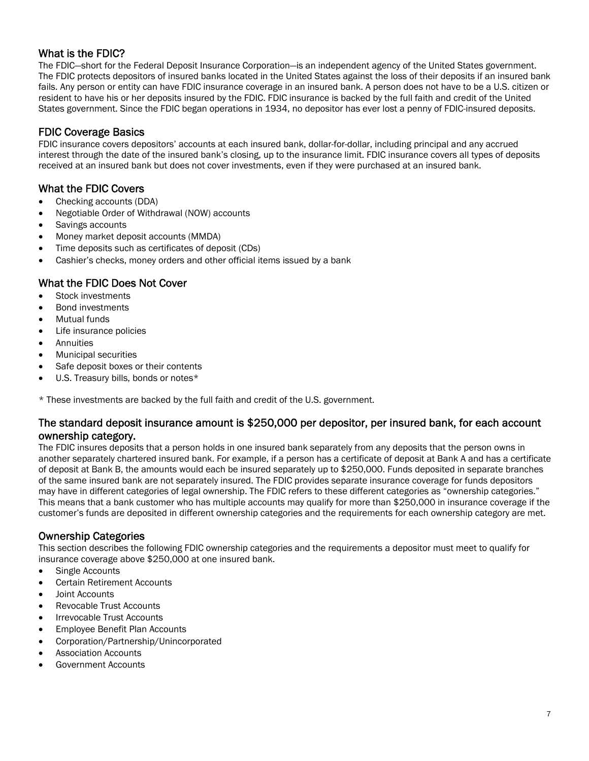## What is the FDIC?

The FDIC—short for the Federal Deposit Insurance Corporation—is an independent agency of the United States government. The FDIC protects depositors of insured banks located in the United States against the loss of their deposits if an insured bank fails. Any person or entity can have FDIC insurance coverage in an insured bank. A person does not have to be a U.S. citizen or resident to have his or her deposits insured by the FDIC. FDIC insurance is backed by the full faith and credit of the United States government. Since the FDIC began operations in 1934, no depositor has ever lost a penny of FDIC-insured deposits.

## FDIC Coverage Basics

FDIC insurance covers depositors' accounts at each insured bank, dollar-for-dollar, including principal and any accrued interest through the date of the insured bank's closing, up to the insurance limit. FDIC insurance covers all types of deposits received at an insured bank but does not cover investments, even if they were purchased at an insured bank.

## What the FDIC Covers

- Checking accounts (DDA)
- Negotiable Order of Withdrawal (NOW) accounts
- Savings accounts
- Money market deposit accounts (MMDA)
- Time deposits such as certificates of deposit (CDs)
- Cashier's checks, money orders and other official items issued by a bank

## What the FDIC Does Not Cover

- Stock investments
- Bond investments
- Mutual funds
- Life insurance policies
- Annuities
- Municipal securities
- Safe deposit boxes or their contents
- U.S. Treasury bills, bonds or notes*

* These investments are backed by the full faith and credit of the U.S. government.

## The standard deposit insurance amount is $250,000 per depositor, per insured bank, for each account ownership category.

The FDIC insures deposits that a person holds in one insured bank separately from any deposits that the person owns in another separately chartered insured bank. For example, if a person has a certificate of deposit at Bank A and has a certificate of deposit at Bank B, the amounts would each be insured separately up to $250,000. Funds deposited in separate branches of the same insured bank are not separately insured. The FDIC provides separate insurance coverage for funds depositors may have in different categories of legal ownership. The FDIC refers to these different categories as "ownership categories." This means that a bank customer who has multiple accounts may qualify for more than $250,000 in insurance coverage if the customer's funds are deposited in different ownership categories and the requirements for each ownership category are met.

## Ownership Categories

This section describes the following FDIC ownership categories and the requirements a depositor must meet to qualify for insurance coverage above $250,000 at one insured bank.

- Single Accounts
- Certain Retirement Accounts
- Joint Accounts
- Revocable Trust Accounts
- Irrevocable Trust Accounts
- Employee Benefit Plan Accounts
- Corporation/Partnership/Unincorporated
- Association Accounts
- Government Accounts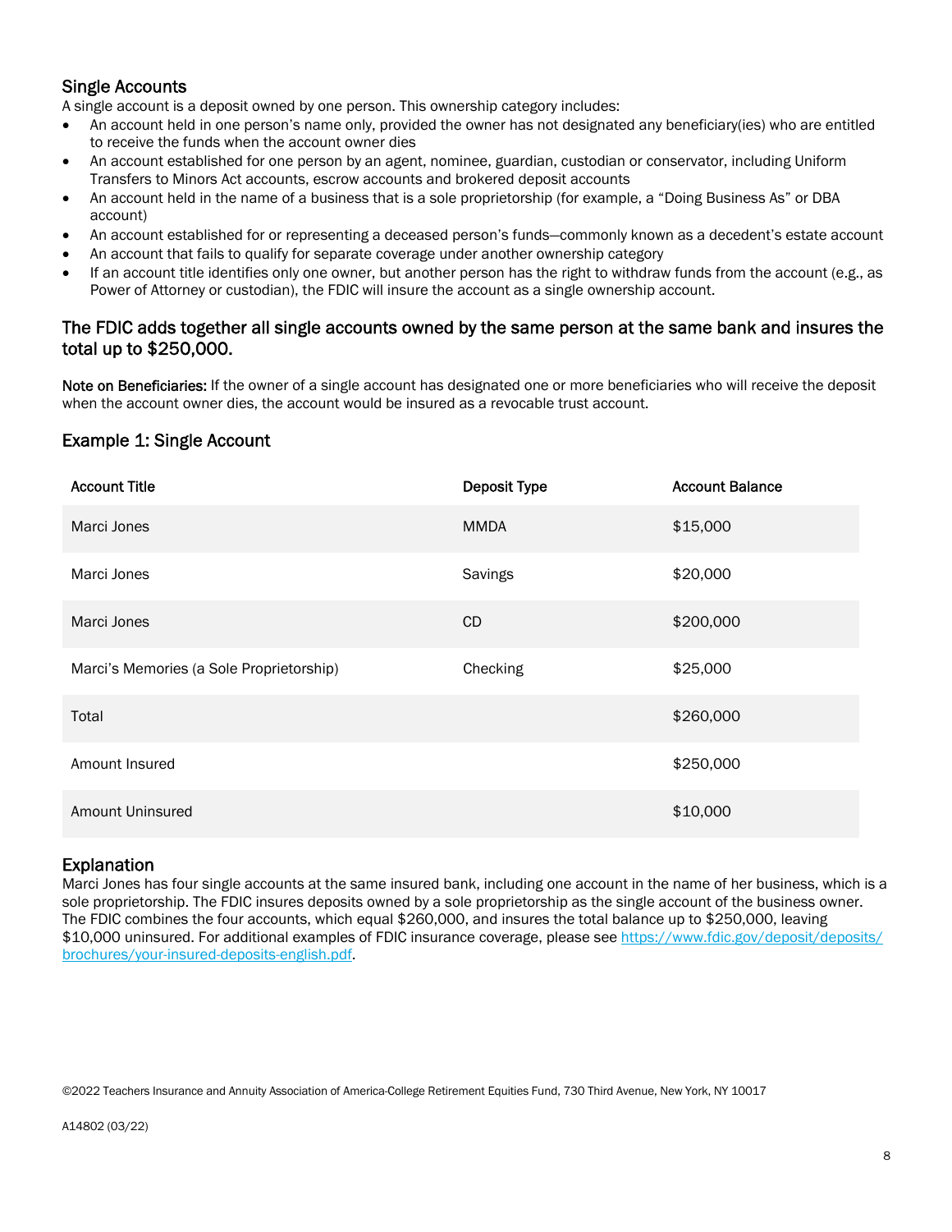## Single Accounts

A single account is a deposit owned by one person. This ownership category includes:

- An account held in one person's name only, provided the owner has not designated any beneficiary(ies) who are entitled to receive the funds when the account owner dies
- An account established for one person by an agent, nominee, guardian, custodian or conservator, including Uniform Transfers to Minors Act accounts, escrow accounts and brokered deposit accounts
- An account held in the name of a business that is a sole proprietorship (for example, a "Doing Business As" or DBA account)
- An account established for or representing a deceased person's funds—commonly known as a decedent's estate account
- An account that fails to qualify for separate coverage under another ownership category
- If an account title identifies only one owner, but another person has the right to withdraw funds from the account (e.g., as Power of Attorney or custodian), the FDIC will insure the account as a single ownership account.

### The FDIC adds together all single accounts owned by the same person at the same bank and insures the total up to $250,000.

**Note on Beneficiaries:** If the owner of a single account has designated one or more beneficiaries who will receive the deposit when the account owner dies, the account would be insured as a revocable trust account.

### Example 1: Single Account

| Account Title | Deposit Type | Account Balance |
|---|---|---|
| Marci Jones | MMDA | $15,000 |
| Marci Jones | Savings | $20,000 |
| Marci Jones | CD | $200,000 |
| Marci's Memories (a Sole Proprietorship) | Checking | $25,000 |
| Total | | $260,000 |
| Amount Insured | | $250,000 |
| Amount Uninsured | | $10,000 |

### Explanation

Marci Jones has four single accounts at the same insured bank, including one account in the name of her business, which is a sole proprietorship. The FDIC insures deposits owned by a sole proprietorship as the single account of the business owner. The FDIC combines the four accounts, which equal $260,000, and insures the total balance up to $250,000, leaving $10,000 uninsured. For additional examples of FDIC insurance coverage, please see https://www.fdic.gov/deposit/deposits/brochures/your-insured-deposits-english.pdf.

©2022 Teachers Insurance and Annuity Association of America-College Retirement Equities Fund, 730 Third Avenue, New York, NY 10017

A14802 (03/22)